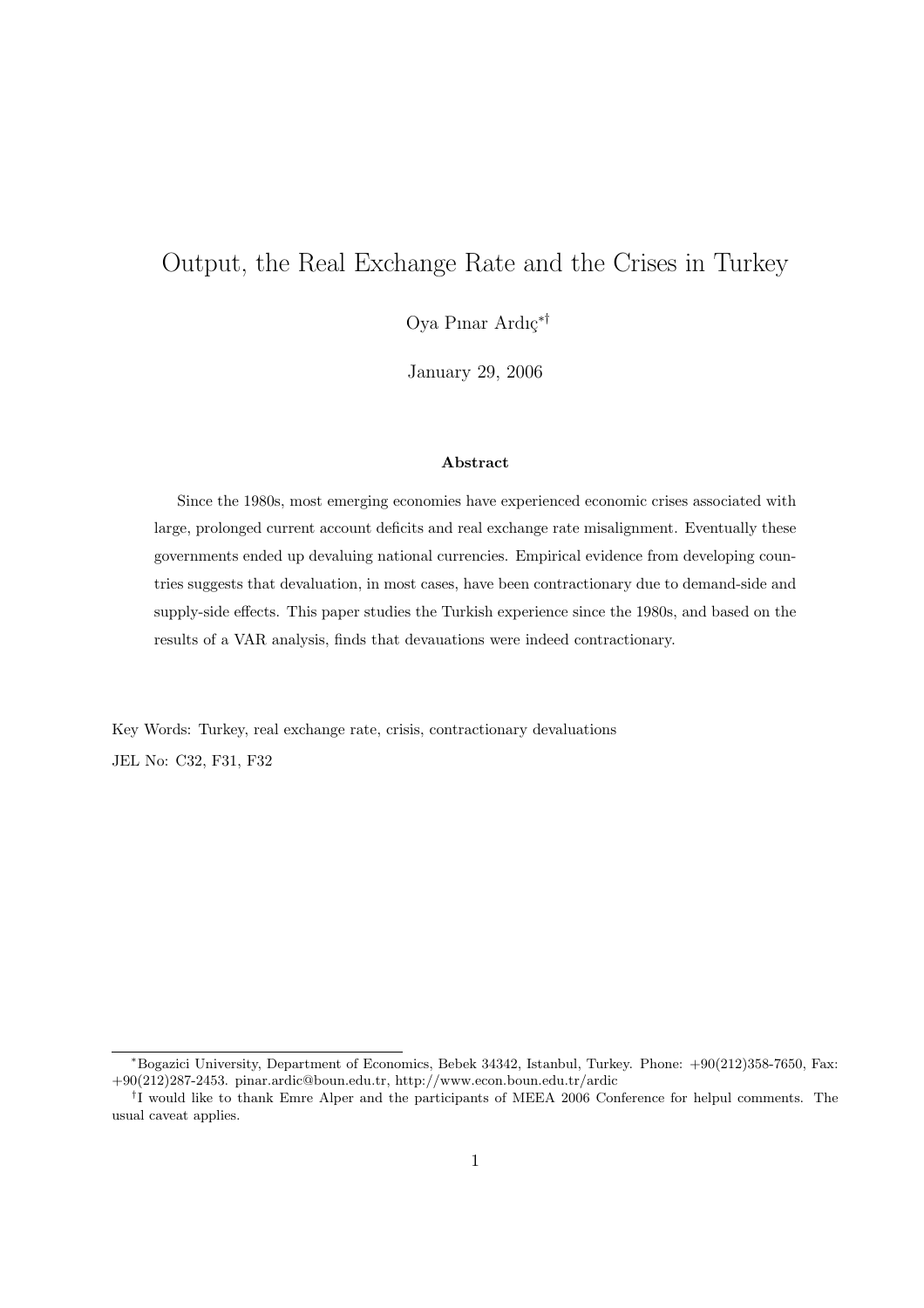# Output, the Real Exchange Rate and the Crises in Turkey

Oya Pınar Ardıç[*†]

January 29, 2006

### Abstract

Since the 1980s, most emerging economies have experienced economic crises associated with large, prolonged current account deficits and real exchange rate misalignment. Eventually these governments ended up devaluing national currencies. Empirical evidence from developing countries suggests that devaluation, in most cases, have been contractionary due to demand-side and supply-side effects. This paper studies the Turkish experience since the 1980s, and based on the results of a VAR analysis, finds that devauations were indeed contractionary.

Key Words: Turkey, real exchange rate, crisis, contractionary devaluations

JEL No: C32, F31, F32

---

[*] Bogazici University, Department of Economics, Bebek 34342, Istanbul, Turkey. Phone: +90(212)358-7650, Fax: +90(212)287-2453. pinar.ardic@boun.edu.tr, http://www.econ.boun.edu.tr/ardic

[†] I would like to thank Emre Alper and the participants of MEEA 2006 Conference for helpul comments. The usual caveat applies.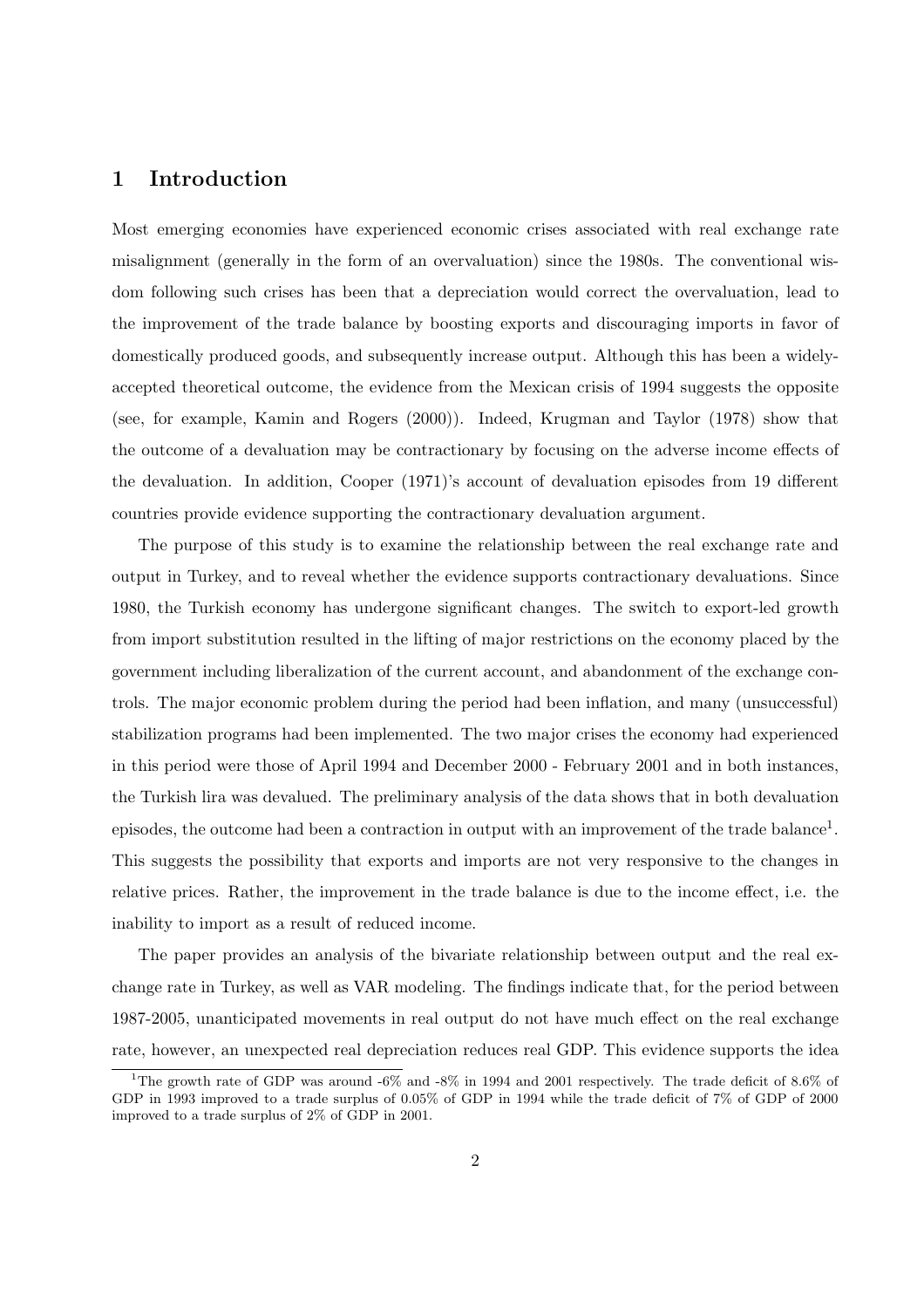# 1 Introduction

Most emerging economies have experienced economic crises associated with real exchange rate misalignment (generally in the form of an overvaluation) since the 1980s. The conventional wisdom following such crises has been that a depreciation would correct the overvaluation, lead to the improvement of the trade balance by boosting exports and discouraging imports in favor of domestically produced goods, and subsequently increase output. Although this has been a widely-accepted theoretical outcome, the evidence from the Mexican crisis of 1994 suggests the opposite (see, for example, Kamin and Rogers (2000)). Indeed, Krugman and Taylor (1978) show that the outcome of a devaluation may be contractionary by focusing on the adverse income effects of the devaluation. In addition, Cooper (1971)'s account of devaluation episodes from 19 different countries provide evidence supporting the contractionary devaluation argument.

The purpose of this study is to examine the relationship between the real exchange rate and output in Turkey, and to reveal whether the evidence supports contractionary devaluations. Since 1980, the Turkish economy has undergone significant changes. The switch to export-led growth from import substitution resulted in the lifting of major restrictions on the economy placed by the government including liberalization of the current account, and abandonment of the exchange controls. The major economic problem during the period had been inflation, and many (unsuccessful) stabilization programs had been implemented. The two major crises the economy had experienced in this period were those of April 1994 and December 2000 - February 2001 and in both instances, the Turkish lira was devalued. The preliminary analysis of the data shows that in both devaluation episodes, the outcome had been a contraction in output with an improvement of the trade balance[1]. This suggests the possibility that exports and imports are not very responsive to the changes in relative prices. Rather, the improvement in the trade balance is due to the income effect, i.e. the inability to import as a result of reduced income.

The paper provides an analysis of the bivariate relationship between output and the real exchange rate in Turkey, as well as VAR modeling. The findings indicate that, for the period between 1987-2005, unanticipated movements in real output do not have much effect on the real exchange rate, however, an unexpected real depreciation reduces real GDP. This evidence supports the idea

[1] The growth rate of GDP was around -6% and -8% in 1994 and 2001 respectively. The trade deficit of 8.6% of GDP in 1993 improved to a trade surplus of 0.05% of GDP in 1994 while the trade deficit of 7% of GDP of 2000 improved to a trade surplus of 2% of GDP in 2001.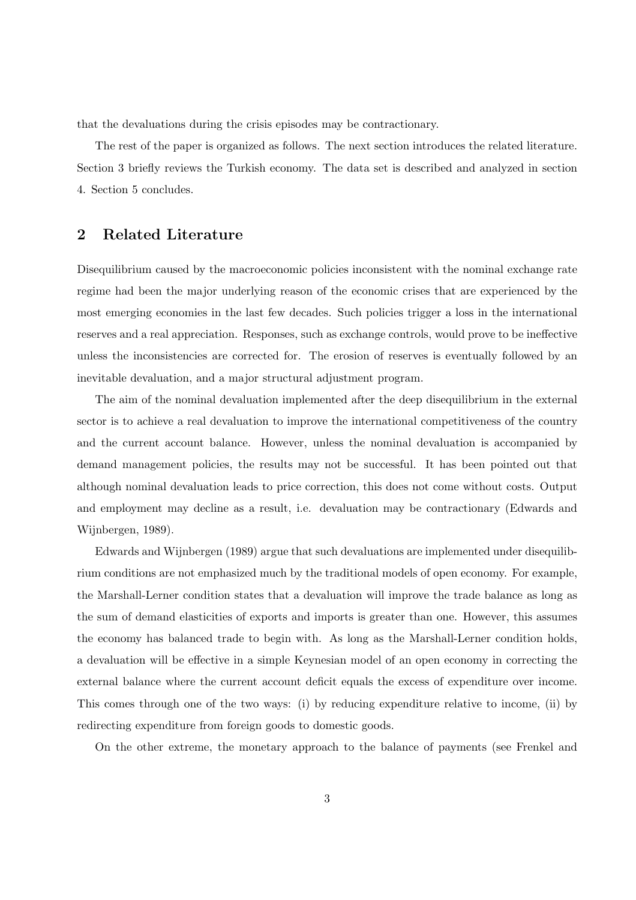that the devaluations during the crisis episodes may be contractionary.

The rest of the paper is organized as follows. The next section introduces the related literature. Section 3 briefly reviews the Turkish economy. The data set is described and analyzed in section 4. Section 5 concludes.

## 2 Related Literature

Disequilibrium caused by the macroeconomic policies inconsistent with the nominal exchange rate regime had been the major underlying reason of the economic crises that are experienced by the most emerging economies in the last few decades. Such policies trigger a loss in the international reserves and a real appreciation. Responses, such as exchange controls, would prove to be ineffective unless the inconsistencies are corrected for. The erosion of reserves is eventually followed by an inevitable devaluation, and a major structural adjustment program.

The aim of the nominal devaluation implemented after the deep disequilibrium in the external sector is to achieve a real devaluation to improve the international competitiveness of the country and the current account balance. However, unless the nominal devaluation is accompanied by demand management policies, the results may not be successful. It has been pointed out that although nominal devaluation leads to price correction, this does not come without costs. Output and employment may decline as a result, i.e. devaluation may be contractionary (Edwards and Wijnbergen, 1989).

Edwards and Wijnbergen (1989) argue that such devaluations are implemented under disequilibrium conditions are not emphasized much by the traditional models of open economy. For example, the Marshall-Lerner condition states that a devaluation will improve the trade balance as long as the sum of demand elasticities of exports and imports is greater than one. However, this assumes the economy has balanced trade to begin with. As long as the Marshall-Lerner condition holds, a devaluation will be effective in a simple Keynesian model of an open economy in correcting the external balance where the current account deficit equals the excess of expenditure over income. This comes through one of the two ways: (i) by reducing expenditure relative to income, (ii) by redirecting expenditure from foreign goods to domestic goods.

On the other extreme, the monetary approach to the balance of payments (see Frenkel and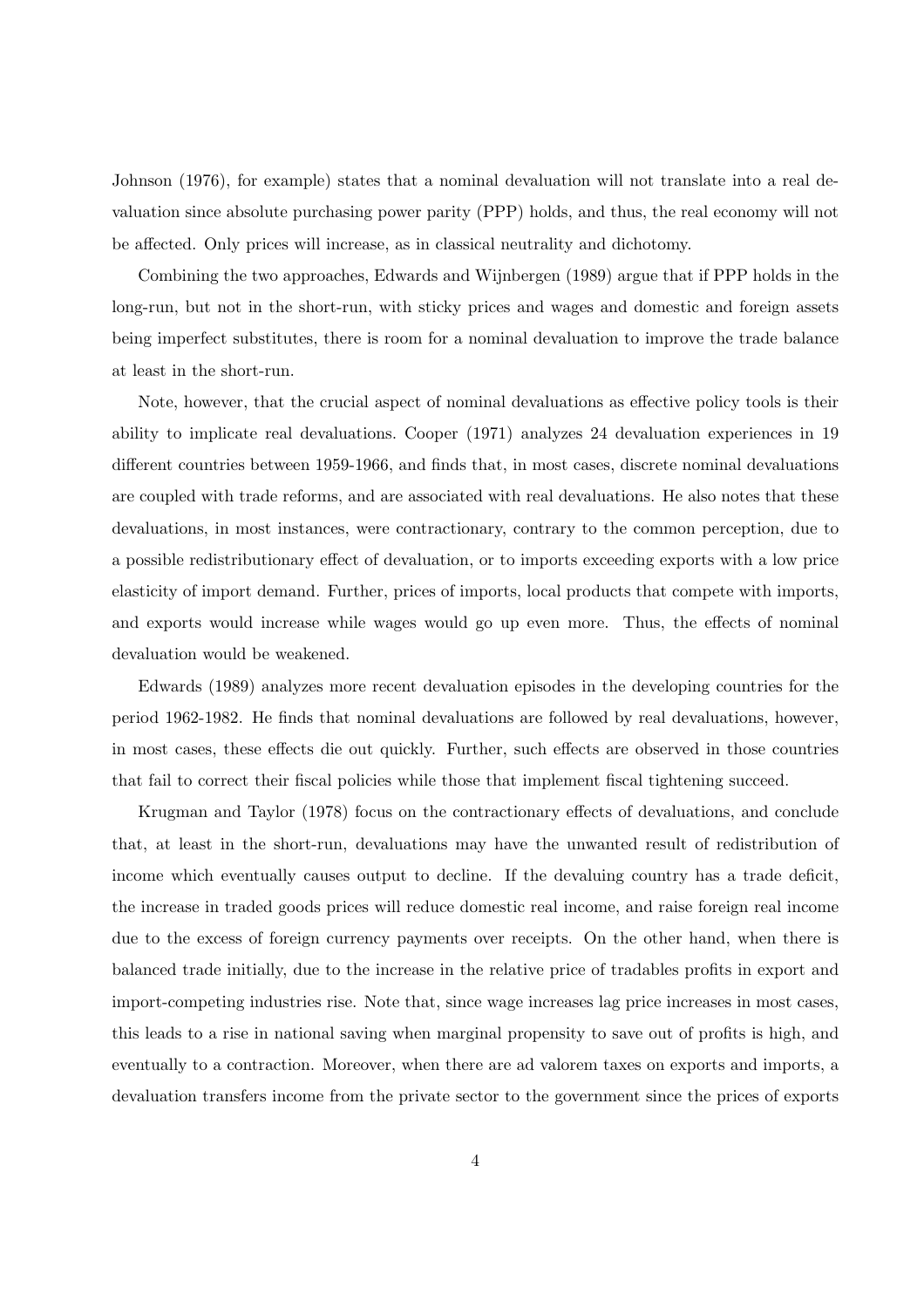Johnson (1976), for example) states that a nominal devaluation will not translate into a real devaluation since absolute purchasing power parity (PPP) holds, and thus, the real economy will not be affected. Only prices will increase, as in classical neutrality and dichotomy.

Combining the two approaches, Edwards and Wijnbergen (1989) argue that if PPP holds in the long-run, but not in the short-run, with sticky prices and wages and domestic and foreign assets being imperfect substitutes, there is room for a nominal devaluation to improve the trade balance at least in the short-run.

Note, however, that the crucial aspect of nominal devaluations as effective policy tools is their ability to implicate real devaluations. Cooper (1971) analyzes 24 devaluation experiences in 19 different countries between 1959-1966, and finds that, in most cases, discrete nominal devaluations are coupled with trade reforms, and are associated with real devaluations. He also notes that these devaluations, in most instances, were contractionary, contrary to the common perception, due to a possible redistributionary effect of devaluation, or to imports exceeding exports with a low price elasticity of import demand. Further, prices of imports, local products that compete with imports, and exports would increase while wages would go up even more. Thus, the effects of nominal devaluation would be weakened.

Edwards (1989) analyzes more recent devaluation episodes in the developing countries for the period 1962-1982. He finds that nominal devaluations are followed by real devaluations, however, in most cases, these effects die out quickly. Further, such effects are observed in those countries that fail to correct their fiscal policies while those that implement fiscal tightening succeed.

Krugman and Taylor (1978) focus on the contractionary effects of devaluations, and conclude that, at least in the short-run, devaluations may have the unwanted result of redistribution of income which eventually causes output to decline. If the devaluing country has a trade deficit, the increase in traded goods prices will reduce domestic real income, and raise foreign real income due to the excess of foreign currency payments over receipts. On the other hand, when there is balanced trade initially, due to the increase in the relative price of tradables profits in export and import-competing industries rise. Note that, since wage increases lag price increases in most cases, this leads to a rise in national saving when marginal propensity to save out of profits is high, and eventually to a contraction. Moreover, when there are ad valorem taxes on exports and imports, a devaluation transfers income from the private sector to the government since the prices of exports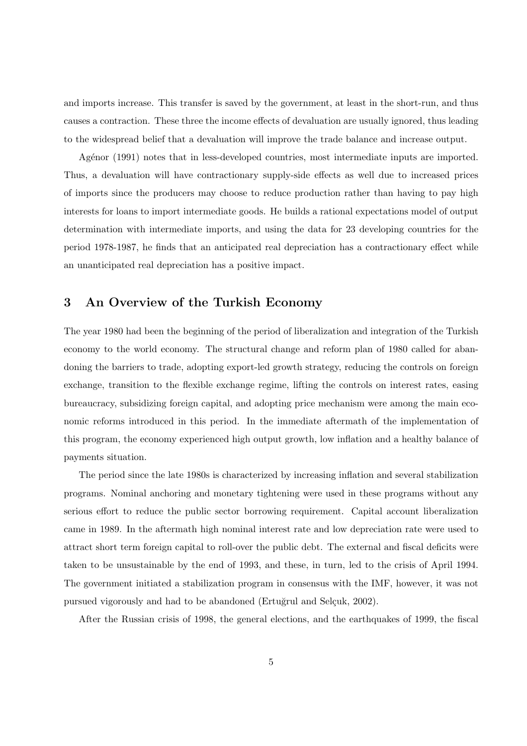and imports increase. This transfer is saved by the government, at least in the short-run, and thus causes a contraction. These three the income effects of devaluation are usually ignored, thus leading to the widespread belief that a devaluation will improve the trade balance and increase output.

Agénor (1991) notes that in less-developed countries, most intermediate inputs are imported. Thus, a devaluation will have contractionary supply-side effects as well due to increased prices of imports since the producers may choose to reduce production rather than having to pay high interests for loans to import intermediate goods. He builds a rational expectations model of output determination with intermediate imports, and using the data for 23 developing countries for the period 1978-1987, he finds that an anticipated real depreciation has a contractionary effect while an unanticipated real depreciation has a positive impact.

## 3 An Overview of the Turkish Economy

The year 1980 had been the beginning of the period of liberalization and integration of the Turkish economy to the world economy. The structural change and reform plan of 1980 called for abandoning the barriers to trade, adopting export-led growth strategy, reducing the controls on foreign exchange, transition to the flexible exchange regime, lifting the controls on interest rates, easing bureaucracy, subsidizing foreign capital, and adopting price mechanism were among the main economic reforms introduced in this period. In the immediate aftermath of the implementation of this program, the economy experienced high output growth, low inflation and a healthy balance of payments situation.

The period since the late 1980s is characterized by increasing inflation and several stabilization programs. Nominal anchoring and monetary tightening were used in these programs without any serious effort to reduce the public sector borrowing requirement. Capital account liberalization came in 1989. In the aftermath high nominal interest rate and low depreciation rate were used to attract short term foreign capital to roll-over the public debt. The external and fiscal deficits were taken to be unsustainable by the end of 1993, and these, in turn, led to the crisis of April 1994. The government initiated a stabilization program in consensus with the IMF, however, it was not pursued vigorously and had to be abandoned (Ertuğrul and Selçuk, 2002).

After the Russian crisis of 1998, the general elections, and the earthquakes of 1999, the fiscal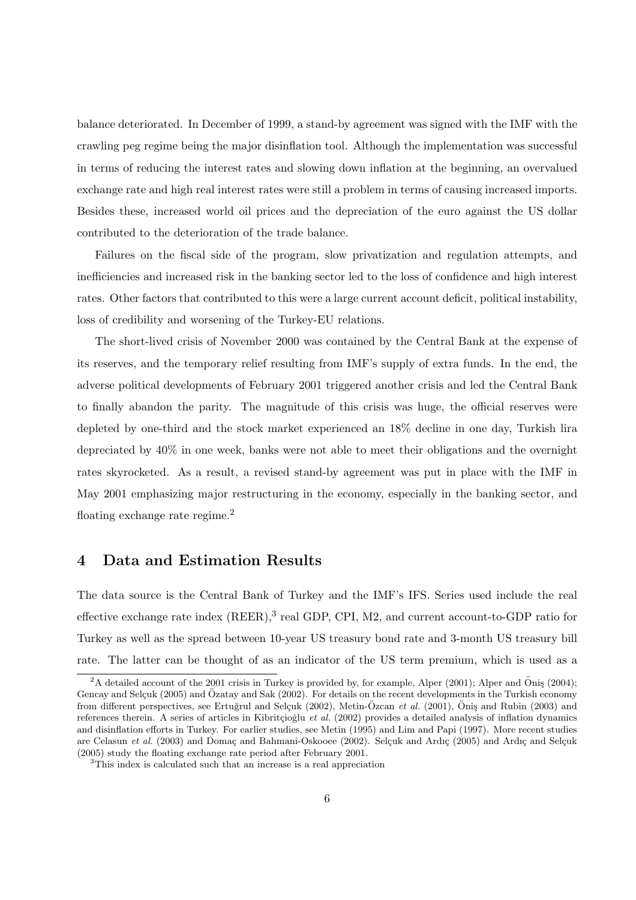balance deteriorated. In December of 1999, a stand-by agreement was signed with the IMF with the crawling peg regime being the major disinflation tool. Although the implementation was successful in terms of reducing the interest rates and slowing down inflation at the beginning, an overvalued exchange rate and high real interest rates were still a problem in terms of causing increased imports. Besides these, increased world oil prices and the depreciation of the euro against the US dollar contributed to the deterioration of the trade balance.

Failures on the fiscal side of the program, slow privatization and regulation attempts, and inefficiencies and increased risk in the banking sector led to the loss of confidence and high interest rates. Other factors that contributed to this were a large current account deficit, political instability, loss of credibility and worsening of the Turkey-EU relations.

The short-lived crisis of November 2000 was contained by the Central Bank at the expense of its reserves, and the temporary relief resulting from IMF's supply of extra funds. In the end, the adverse political developments of February 2001 triggered another crisis and led the Central Bank to finally abandon the parity. The magnitude of this crisis was huge, the official reserves were depleted by one-third and the stock market experienced an 18% decline in one day, Turkish lira depreciated by 40% in one week, banks were not able to meet their obligations and the overnight rates skyrocketed. As a result, a revised stand-by agreement was put in place with the IMF in May 2001 emphasizing major restructuring in the economy, especially in the banking sector, and floating exchange rate regime.[2]

## 4 Data and Estimation Results

The data source is the Central Bank of Turkey and the IMF's IFS. Series used include the real effective exchange rate index (REER),[3] real GDP, CPI, M2, and current account-to-GDP ratio for Turkey as well as the spread between 10-year US treasury bond rate and 3-month US treasury bill rate. The latter can be thought of as an indicator of the US term premium, which is used as a

---

[2] A detailed account of the 2001 crisis in Turkey is provided by, for example, Alper (2001); Alper and Öniş (2004); Gencay and Selçuk (2005) and Özatay and Sak (2002). For details on the recent developments in the Turkish economy from different perspectives, see Ertuğrul and Selçuk (2002), Metin-Özcan *et al.* (2001), Öniş and Rubin (2003) and references therein. A series of articles in Kibritçioğlu *et al.* (2002) provides a detailed analysis of inflation dynamics and disinflation efforts in Turkey. For earlier studies, see Metin (1995) and Lim and Papi (1997). More recent studies are Celasun *et al.* (2003) and Domaç and Bahmani-Oskooee (2002). Selçuk and Ardıç (2005) and Ardıç and Selçuk (2005) study the floating exchange rate period after February 2001.

[3] This index is calculated such that an increase is a real appreciation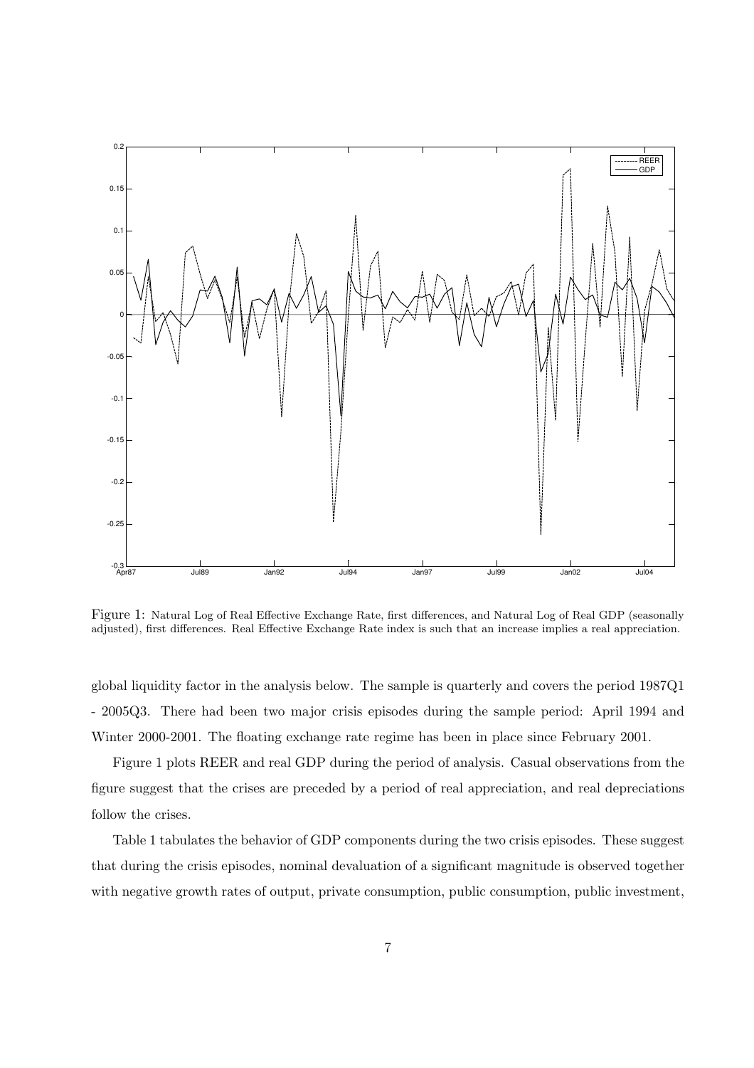Figure 1: Natural Log of Real Effective Exchange Rate, first differences, and Natural Log of Real GDP (seasonally adjusted), first differences. Real Effective Exchange Rate index is such that an increase implies a real appreciation.

global liquidity factor in the analysis below. The sample is quarterly and covers the period 1987Q1 - 2005Q3. There had been two major crisis episodes during the sample period: April 1994 and Winter 2000-2001. The floating exchange rate regime has been in place since February 2001.

Figure 1 plots REER and real GDP during the period of analysis. Casual observations from the figure suggest that the crises are preceded by a period of real appreciation, and real depreciations follow the crises.

Table 1 tabulates the behavior of GDP components during the two crisis episodes. These suggest that during the crisis episodes, nominal devaluation of a significant magnitude is observed together with negative growth rates of output, private consumption, public consumption, public investment,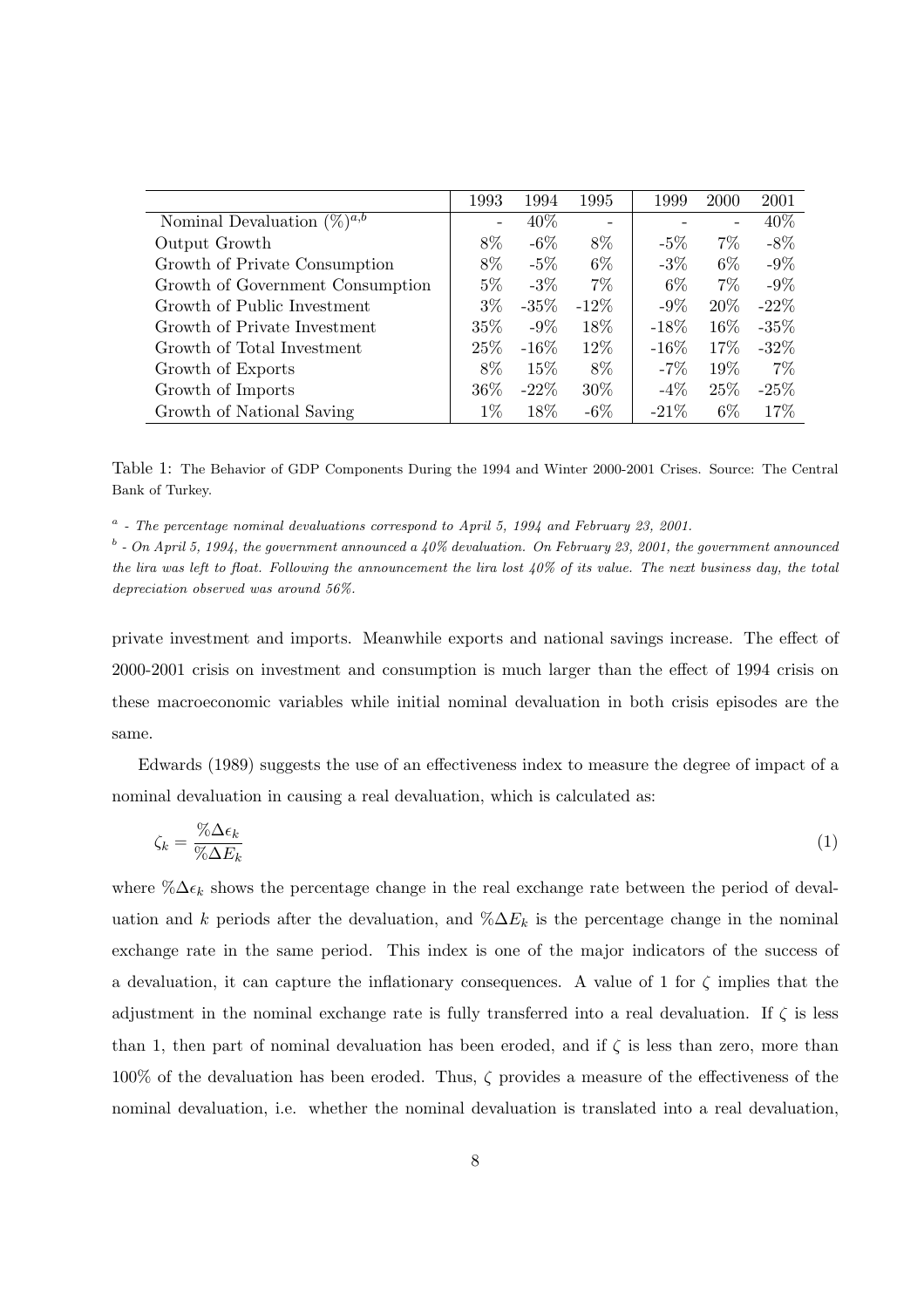| | 1993 | 1994 | 1995 | 1999 | 2000 | 2001 |
|---|---|---|---|---|---|---|
| Nominal Devaluation (%)[a,b] | - | 40% | - | - | - | 40% |
| Output Growth | 8% | -6% | 8% | -5% | 7% | -8% |
| Growth of Private Consumption | 8% | -5% | 6% | -3% | 6% | -9% |
| Growth of Government Consumption | 5% | -3% | 7% | 6% | 7% | -9% |
| Growth of Public Investment | 3% | -35% | -12% | -9% | 20% | -22% |
| Growth of Private Investment | 35% | -9% | 18% | -18% | 16% | -35% |
| Growth of Total Investment | 25% | -16% | 12% | -16% | 17% | -32% |
| Growth of Exports | 8% | 15% | 8% | -7% | 19% | 7% |
| Growth of Imports | 36% | -22% | 30% | -4% | 25% | -25% |
| Growth of National Saving | 1% | 18% | -6% | -21% | 6% | 17% |

Table 1: The Behavior of GDP Components During the 1994 and Winter 2000-2001 Crises. Source: The Central Bank of Turkey.

[a] - *The percentage nominal devaluations correspond to April 5, 1994 and February 23, 2001.*

[b] - *On April 5, 1994, the government announced a 40% devaluation. On February 23, 2001, the government announced the lira was left to float. Following the announcement the lira lost 40% of its value. The next business day, the total depreciation observed was around 56%.*

private investment and imports. Meanwhile exports and national savings increase. The effect of 2000-2001 crisis on investment and consumption is much larger than the effect of 1994 crisis on these macroeconomic variables while initial nominal devaluation in both crisis episodes are the same.

Edwards (1989) suggests the use of an effectiveness index to measure the degree of impact of a nominal devaluation in causing a real devaluation, which is calculated as:

$$\zeta_k = \frac{\%\Delta\epsilon_k}{\%\Delta E_k} \tag{1}$$

where $\%\Delta\epsilon_k$ shows the percentage change in the real exchange rate between the period of devaluation and $k$ periods after the devaluation, and $\%\Delta E_k$ is the percentage change in the nominal exchange rate in the same period. This index is one of the major indicators of the success of a devaluation, it can capture the inflationary consequences. A value of 1 for $\zeta$ implies that the adjustment in the nominal exchange rate is fully transferred into a real devaluation. If $\zeta$ is less than 1, then part of nominal devaluation has been eroded, and if $\zeta$ is less than zero, more than 100% of the devaluation has been eroded. Thus, $\zeta$ provides a measure of the effectiveness of the nominal devaluation, i.e. whether the nominal devaluation is translated into a real devaluation,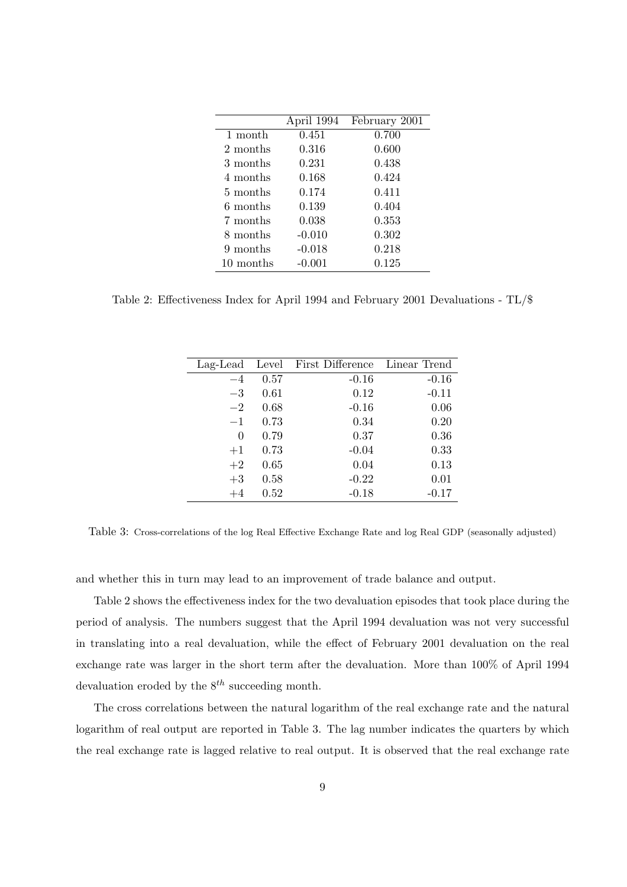| | April 1994 | February 2001 |
|---|---|---|
| 1 month | 0.451 | 0.700 |
| 2 months | 0.316 | 0.600 |
| 3 months | 0.231 | 0.438 |
| 4 months | 0.168 | 0.424 |
| 5 months | 0.174 | 0.411 |
| 6 months | 0.139 | 0.404 |
| 7 months | 0.038 | 0.353 |
| 8 months | -0.010 | 0.302 |
| 9 months | -0.018 | 0.218 |
| 10 months | -0.001 | 0.125 |

Table 2: Effectiveness Index for April 1994 and February 2001 Devaluations - TL/$

| Lag-Lead | Level | First Difference | Linear Trend |
|---|---|---|---|
| $-4$ | 0.57 | -0.16 | -0.16 |
| $-3$ | 0.61 | 0.12 | -0.11 |
| $-2$ | 0.68 | -0.16 | 0.06 |
| $-1$ | 0.73 | 0.34 | 0.20 |
| $0$ | 0.79 | 0.37 | 0.36 |
| $+1$ | 0.73 | -0.04 | 0.33 |
| $+2$ | 0.65 | 0.04 | 0.13 |
| $+3$ | 0.58 | -0.22 | 0.01 |
| $+4$ | 0.52 | -0.18 | -0.17 |

Table 3: Cross-correlations of the log Real Effective Exchange Rate and log Real GDP (seasonally adjusted)

and whether this in turn may lead to an improvement of trade balance and output.

Table 2 shows the effectiveness index for the two devaluation episodes that took place during the period of analysis. The numbers suggest that the April 1994 devaluation was not very successful in translating into a real devaluation, while the effect of February 2001 devaluation on the real exchange rate was larger in the short term after the devaluation. More than 100% of April 1994 devaluation eroded by the $8^{th}$ succeeding month.

The cross correlations between the natural logarithm of the real exchange rate and the natural logarithm of real output are reported in Table 3. The lag number indicates the quarters by which the real exchange rate is lagged relative to real output. It is observed that the real exchange rate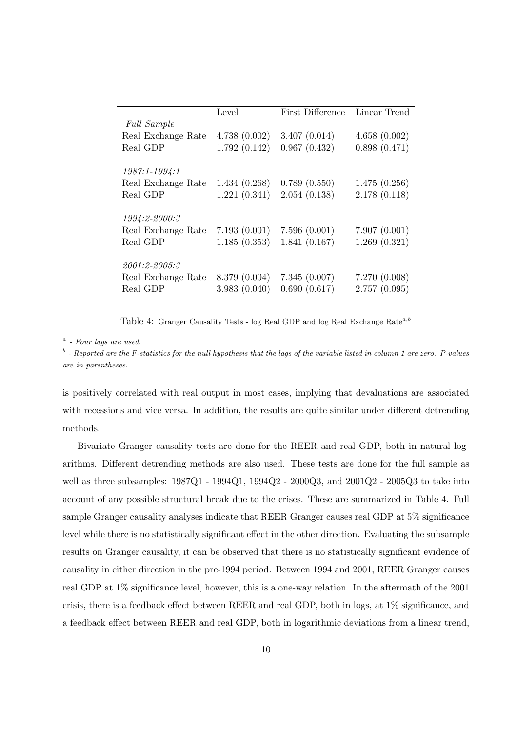| | Level | First Difference | Linear Trend |
|---|---|---|---|
| *Full Sample* | | | |
| Real Exchange Rate | 4.738 (0.002) | 3.407 (0.014) | 4.658 (0.002) |
| Real GDP | 1.792 (0.142) | 0.967 (0.432) | 0.898 (0.471) |
| *1987:1-1994:1* | | | |
| Real Exchange Rate | 1.434 (0.268) | 0.789 (0.550) | 1.475 (0.256) |
| Real GDP | 1.221 (0.341) | 2.054 (0.138) | 2.178 (0.118) |
| *1994:2-2000:3* | | | |
| Real Exchange Rate | 7.193 (0.001) | 7.596 (0.001) | 7.907 (0.001) |
| Real GDP | 1.185 (0.353) | 1.841 (0.167) | 1.269 (0.321) |
| *2001:2-2005:3* | | | |
| Real Exchange Rate | 8.379 (0.004) | 7.345 (0.007) | 7.270 (0.008) |
| Real GDP | 3.983 (0.040) | 0.690 (0.617) | 2.757 (0.095) |

Table 4: Granger Causality Tests - log Real GDP and log Real Exchange Rate[a,b]

[a] - *Four lags are used.*

[b] - *Reported are the F-statistics for the null hypothesis that the lags of the variable listed in column 1 are zero. P-values are in parentheses.*

is positively correlated with real output in most cases, implying that devaluations are associated with recessions and vice versa. In addition, the results are quite similar under different detrending methods.

Bivariate Granger causality tests are done for the REER and real GDP, both in natural logarithms. Different detrending methods are also used. These tests are done for the full sample as well as three subsamples: 1987Q1 - 1994Q1, 1994Q2 - 2000Q3, and 2001Q2 - 2005Q3 to take into account of any possible structural break due to the crises. These are summarized in Table 4. Full sample Granger causality analyses indicate that REER Granger causes real GDP at 5% significance level while there is no statistically significant effect in the other direction. Evaluating the subsample results on Granger causality, it can be observed that there is no statistically significant evidence of causality in either direction in the pre-1994 period. Between 1994 and 2001, REER Granger causes real GDP at 1% significance level, however, this is a one-way relation. In the aftermath of the 2001 crisis, there is a feedback effect between REER and real GDP, both in logs, at 1% significance, and a feedback effect between REER and real GDP, both in logarithmic deviations from a linear trend,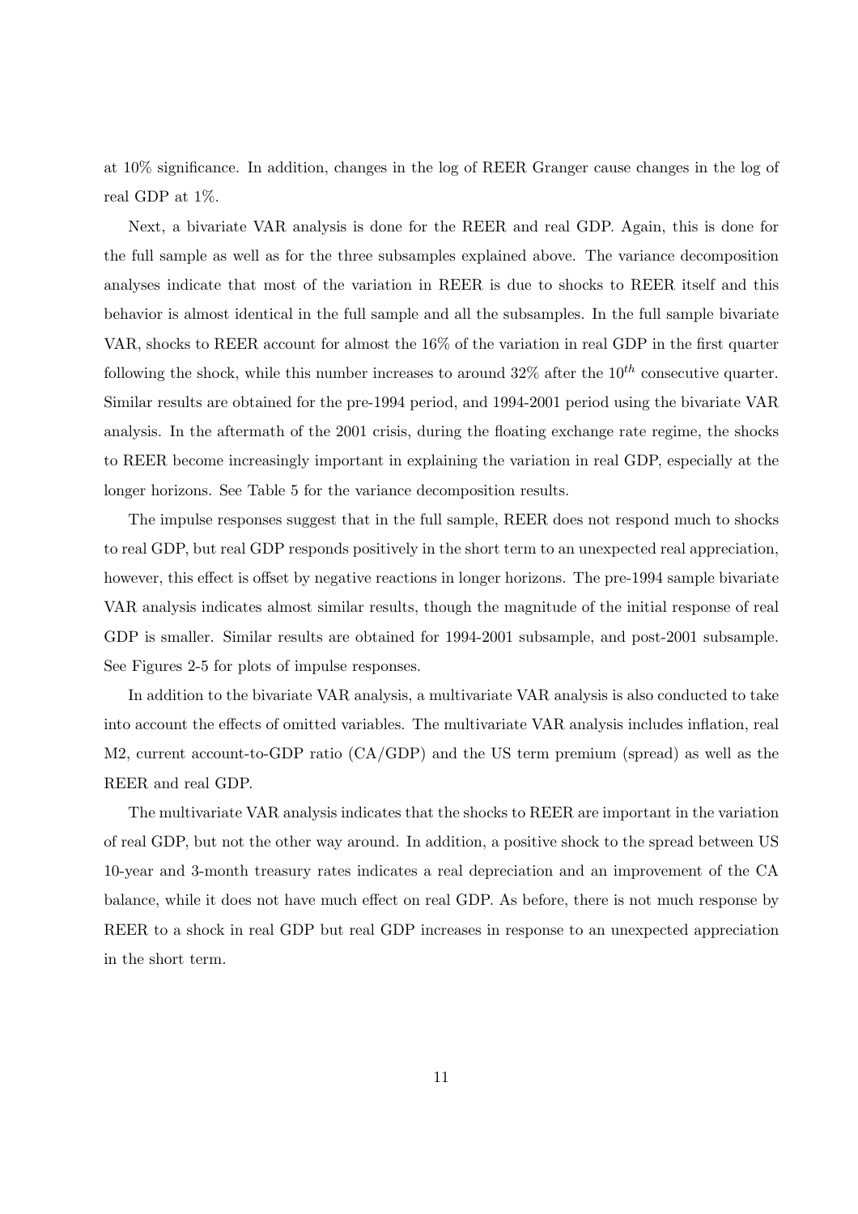at 10% significance. In addition, changes in the log of REER Granger cause changes in the log of real GDP at 1%.

Next, a bivariate VAR analysis is done for the REER and real GDP. Again, this is done for the full sample as well as for the three subsamples explained above. The variance decomposition analyses indicate that most of the variation in REER is due to shocks to REER itself and this behavior is almost identical in the full sample and all the subsamples. In the full sample bivariate VAR, shocks to REER account for almost the 16% of the variation in real GDP in the first quarter following the shock, while this number increases to around 32% after the $10^{th}$ consecutive quarter. Similar results are obtained for the pre-1994 period, and 1994-2001 period using the bivariate VAR analysis. In the aftermath of the 2001 crisis, during the floating exchange rate regime, the shocks to REER become increasingly important in explaining the variation in real GDP, especially at the longer horizons. See Table 5 for the variance decomposition results.

The impulse responses suggest that in the full sample, REER does not respond much to shocks to real GDP, but real GDP responds positively in the short term to an unexpected real appreciation, however, this effect is offset by negative reactions in longer horizons. The pre-1994 sample bivariate VAR analysis indicates almost similar results, though the magnitude of the initial response of real GDP is smaller. Similar results are obtained for 1994-2001 subsample, and post-2001 subsample. See Figures 2-5 for plots of impulse responses.

In addition to the bivariate VAR analysis, a multivariate VAR analysis is also conducted to take into account the effects of omitted variables. The multivariate VAR analysis includes inflation, real M2, current account-to-GDP ratio (CA/GDP) and the US term premium (spread) as well as the REER and real GDP.

The multivariate VAR analysis indicates that the shocks to REER are important in the variation of real GDP, but not the other way around. In addition, a positive shock to the spread between US 10-year and 3-month treasury rates indicates a real depreciation and an improvement of the CA balance, while it does not have much effect on real GDP. As before, there is not much response by REER to a shock in real GDP but real GDP increases in response to an unexpected appreciation in the short term.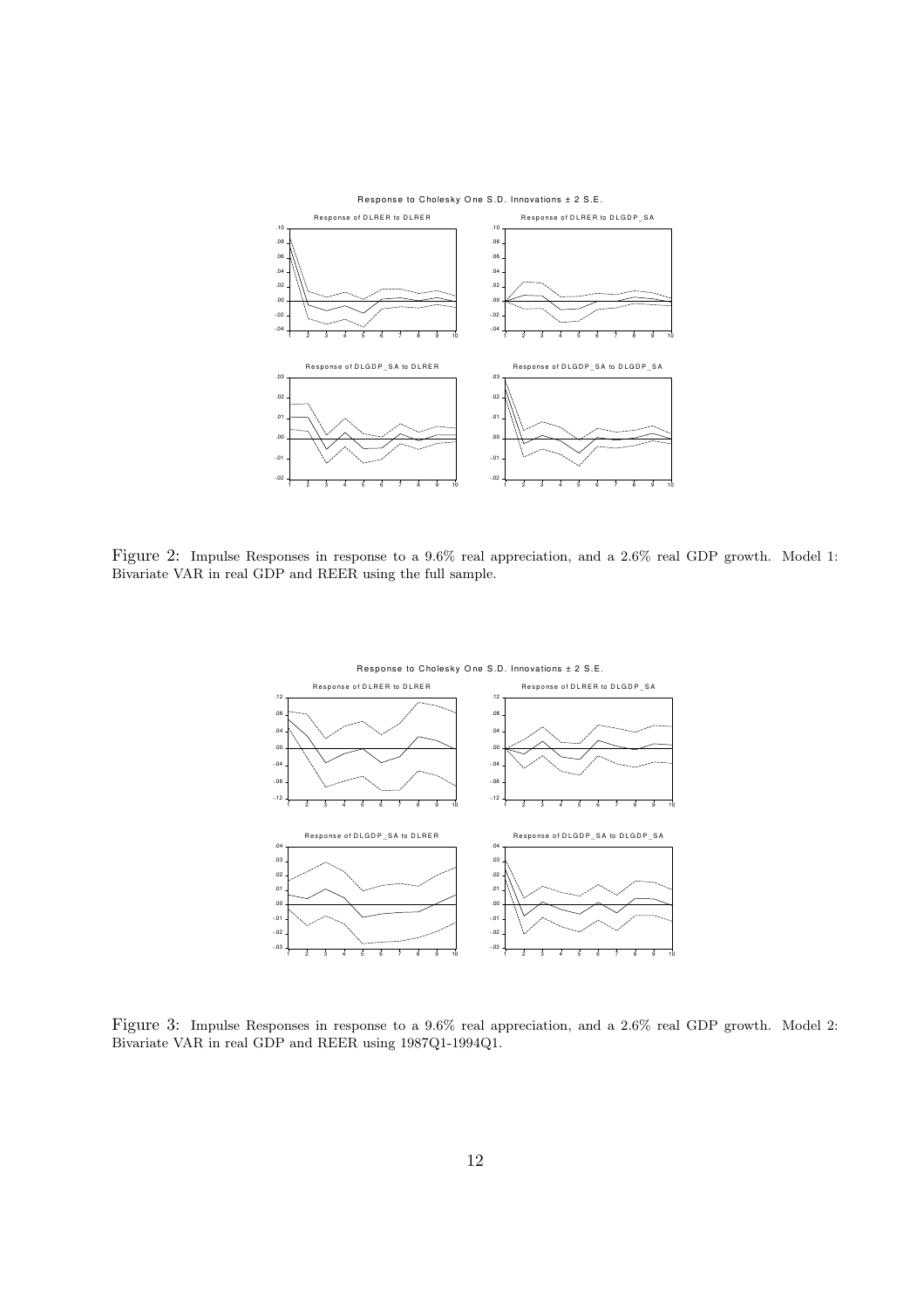Response to Cholesky One S.D. Innovations ± 2 S.E.

Figure 2: Impulse Responses in response to a 9.6% real appreciation, and a 2.6% real GDP growth. Model 1: Bivariate VAR in real GDP and REER using the full sample.

Response to Cholesky One S.D. Innovations ± 2 S.E.

Figure 3: Impulse Responses in response to a 9.6% real appreciation, and a 2.6% real GDP growth. Model 2: Bivariate VAR in real GDP and REER using 1987Q1-1994Q1.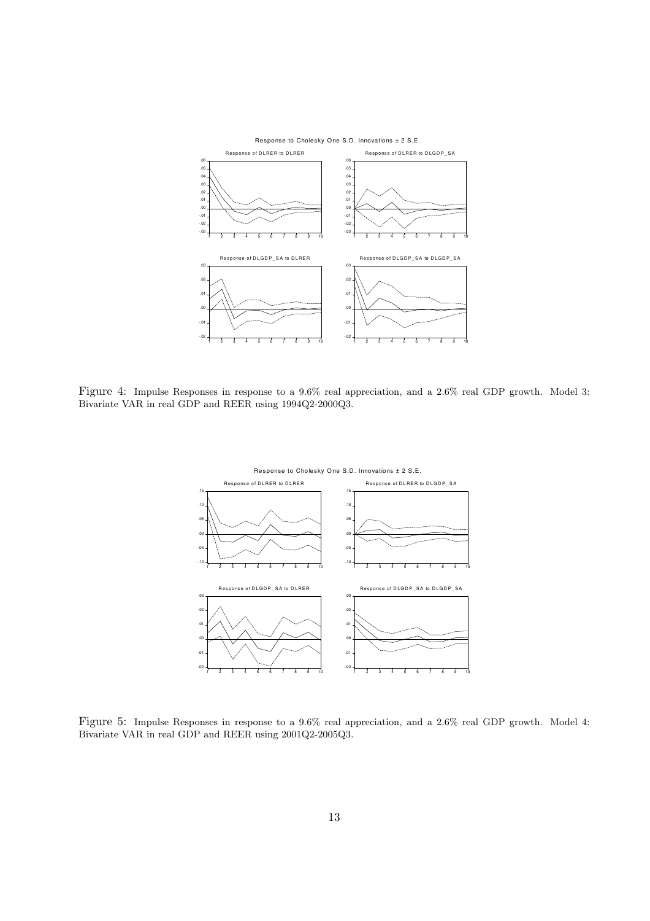Figure 4: Impulse Responses in response to a 9.6% real appreciation, and a 2.6% real GDP growth. Model 3: Bivariate VAR in real GDP and REER using 1994Q2-2000Q3.

Figure 5: Impulse Responses in response to a 9.6% real appreciation, and a 2.6% real GDP growth. Model 4: Bivariate VAR in real GDP and REER using 2001Q2-2005Q3.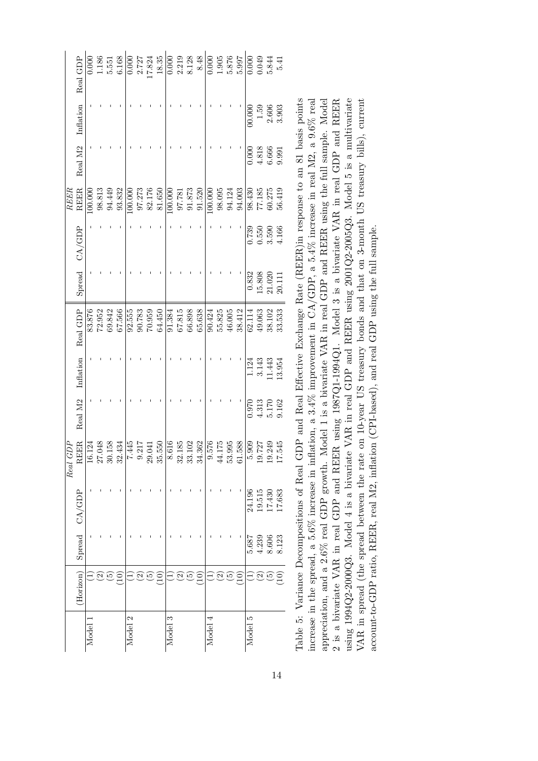| | (Horizon) | *Real GDP* Spread | CA/GDP | REER | Real M2 | Inflation | Real GDP | *REER* Spread | CA/GDP | REER | Real M2 | Inflation | Real GDP |
|---|---|---|---|---|---|---|---|---|---|---|---|---|---|
| Model 1 | (1) | - | - | 16.124 | - | - | 83.876 | - | - | 100.000 | - | - | 0.000 |
| | (2) | - | - | 27.048 | - | - | 72.952 | - | - | 98.813 | - | - | 1.186 |
| | (5) | - | - | 30.158 | - | - | 69.842 | - | - | 94.449 | - | - | 5.551 |
| | (10) | - | - | 32.434 | - | - | 67.566 | - | - | 93.832 | - | - | 6.168 |
| Model 2 | (1) | - | - | 7.445 | - | - | 92.555 | - | - | 100.000 | - | - | 0.000 |
| | (2) | - | - | 9.217 | - | - | 90.783 | - | - | 97.273 | - | - | 2.727 |
| | (5) | - | - | 29.041 | - | - | 70.959 | - | - | 82.176 | - | - | 17.824 |
| | (10) | - | - | 35.550 | - | - | 64.450 | - | - | 81.650 | - | - | 18.35 |
| Model 3 | (1) | - | - | 8.616 | - | - | 91.384 | - | - | 100.000 | - | - | 0.000 |
| | (2) | - | - | 32.185 | - | - | 67.815 | - | - | 97.781 | - | - | 2.219 |
| | (5) | - | - | 33.102 | - | - | 66.898 | - | - | 91.873 | - | - | 8.128 |
| | (10) | - | - | 34.362 | - | - | 65.638 | - | - | 91.520 | - | - | 8.48 |
| Model 4 | (1) | - | - | 9.576 | - | - | 90.424 | - | - | 100.000 | - | - | 0.000 |
| | (2) | - | - | 44.175 | - | - | 55.825 | - | - | 98.095 | - | - | 1.905 |
| | (5) | - | - | 53.995 | - | - | 46.005 | - | - | 94.124 | - | - | 5.876 |
| | (10) | - | - | 61.588 | - | - | 38.412 | - | - | 94.003 | - | - | 5.997 |
| Model 5 | (1) | 5.687 | 24.196 | 5.909 | 0.970 | 1.124 | 62.114 | 0.832 | 0.739 | 98.430 | 0.000 | 00.000 | 0.000 |
| | (2) | 4.239 | 19.515 | 19.727 | 4.313 | 3.143 | 49.063 | 15.808 | 0.550 | 77.185 | 4.818 | 1.59 | 0.049 |
| | (5) | 8.606 | 17.430 | 19.249 | 5.170 | 11.443 | 38.102 | 21.020 | 3.590 | 60.275 | 6.666 | 2.606 | 5.844 |
| | (10) | 8.123 | 17.683 | 17.545 | 9.162 | 13.954 | 33.533 | 20.111 | 4.166 | 56.419 | 9.991 | 3.903 | 5.41 |

Table 5: Variance Decompositions of Real GDP and Real Effective Exchange Rate (REER)in response to an 81 basis points increase in the spread, a 5.6% increase in inflation, a 3.4% improvement in CA/GDP, a 5.4% increase in real M2, a 9.6% real appreciation, and a 2.6% real GDP growth. Model 1 is a bivariate VAR in real GDP and REER using the full sample. Model 2 is a bivariate VAR in real GDP and REER using 1987Q1-1994Q1. Model 3 is a bivariate VAR in real GDP and REER using 1994Q2-2000Q3. Model 4 is a bivariate VAR in real GDP and REER using 2001Q2-2005Q3. Model 5 is a multivariate VAR in spread (the spread between the rate on 10-year US treasury bonds and that on 3-month US treasury bills), current account-to-GDP ratio, REER, real M2, inflation (CPI-based), and real GDP using the full sample.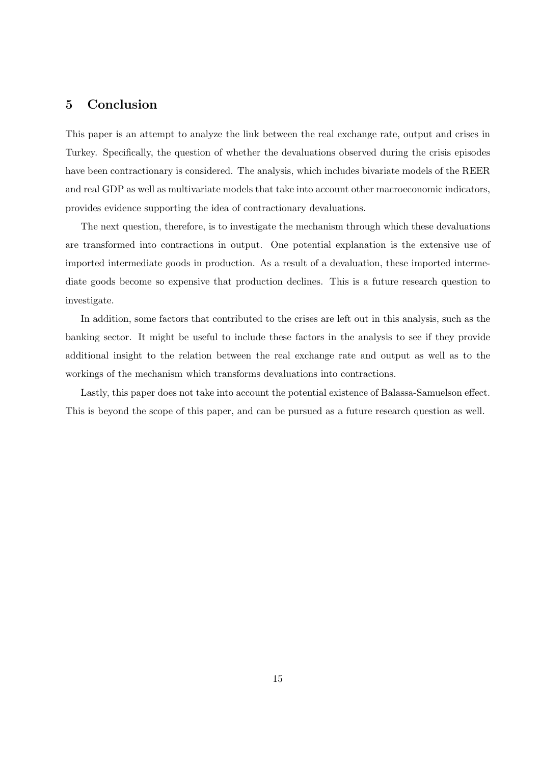## 5 Conclusion

This paper is an attempt to analyze the link between the real exchange rate, output and crises in Turkey. Specifically, the question of whether the devaluations observed during the crisis episodes have been contractionary is considered. The analysis, which includes bivariate models of the REER and real GDP as well as multivariate models that take into account other macroeconomic indicators, provides evidence supporting the idea of contractionary devaluations.

The next question, therefore, is to investigate the mechanism through which these devaluations are transformed into contractions in output. One potential explanation is the extensive use of imported intermediate goods in production. As a result of a devaluation, these imported intermediate goods become so expensive that production declines. This is a future research question to investigate.

In addition, some factors that contributed to the crises are left out in this analysis, such as the banking sector. It might be useful to include these factors in the analysis to see if they provide additional insight to the relation between the real exchange rate and output as well as to the workings of the mechanism which transforms devaluations into contractions.

Lastly, this paper does not take into account the potential existence of Balassa-Samuelson effect. This is beyond the scope of this paper, and can be pursued as a future research question as well.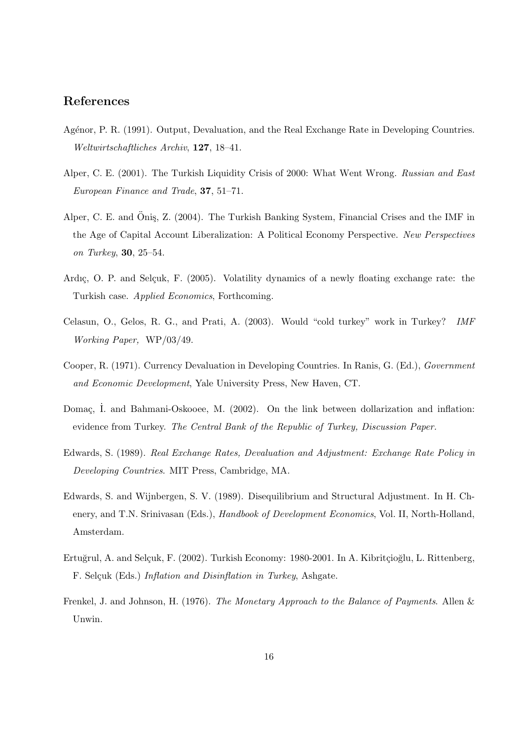## References

Agénor, P. R. (1991). Output, Devaluation, and the Real Exchange Rate in Developing Countries. *Weltwirtschaftliches Archiv*, **127**, 18–41.

Alper, C. E. (2001). The Turkish Liquidity Crisis of 2000: What Went Wrong. *Russian and East European Finance and Trade*, **37**, 51–71.

Alper, C. E. and Öniş, Z. (2004). The Turkish Banking System, Financial Crises and the IMF in the Age of Capital Account Liberalization: A Political Economy Perspective. *New Perspectives on Turkey*, **30**, 25–54.

Ardıç, O. P. and Selçuk, F. (2005). Volatility dynamics of a newly floating exchange rate: the Turkish case. *Applied Economics*, Forthcoming.

Celasun, O., Gelos, R. G., and Prati, A. (2003). Would "cold turkey" work in Turkey? *IMF Working Paper,* WP/03/49.

Cooper, R. (1971). Currency Devaluation in Developing Countries. In Ranis, G. (Ed.), *Government and Economic Development*, Yale University Press, New Haven, CT.

Domaç, İ. and Bahmani-Oskooee, M. (2002). On the link between dollarization and inflation: evidence from Turkey. *The Central Bank of the Republic of Turkey, Discussion Paper.*

Edwards, S. (1989). *Real Exchange Rates, Devaluation and Adjustment: Exchange Rate Policy in Developing Countries.* MIT Press, Cambridge, MA.

Edwards, S. and Wijnbergen, S. V. (1989). Disequilibrium and Structural Adjustment. In H. Chenery, and T.N. Srinivasan (Eds.), *Handbook of Development Economics*, Vol. II, North-Holland, Amsterdam.

Ertuğrul, A. and Selçuk, F. (2002). Turkish Economy: 1980-2001. In A. Kibritçioğlu, L. Rittenberg, F. Selçuk (Eds.) *Inflation and Disinflation in Turkey*, Ashgate.

Frenkel, J. and Johnson, H. (1976). *The Monetary Approach to the Balance of Payments*. Allen & Unwin.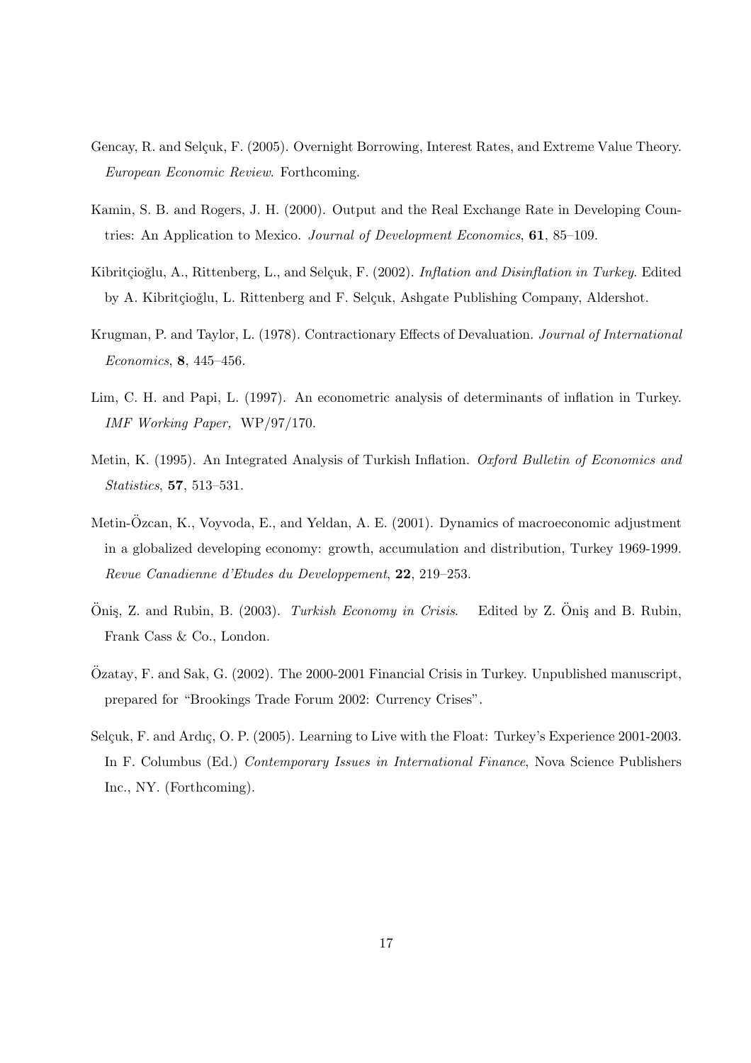Gencay, R. and Selçuk, F. (2005). Overnight Borrowing, Interest Rates, and Extreme Value Theory. *European Economic Review*. Forthcoming.

Kamin, S. B. and Rogers, J. H. (2000). Output and the Real Exchange Rate in Developing Countries: An Application to Mexico. *Journal of Development Economics*, **61**, 85–109.

Kibritçioğlu, A., Rittenberg, L., and Selçuk, F. (2002). *Inflation and Disinflation in Turkey*. Edited by A. Kibritçioğlu, L. Rittenberg and F. Selçuk, Ashgate Publishing Company, Aldershot.

Krugman, P. and Taylor, L. (1978). Contractionary Effects of Devaluation. *Journal of International Economics*, **8**, 445–456.

Lim, C. H. and Papi, L. (1997). An econometric analysis of determinants of inflation in Turkey. *IMF Working Paper,* WP/97/170.

Metin, K. (1995). An Integrated Analysis of Turkish Inflation. *Oxford Bulletin of Economics and Statistics*, **57**, 513–531.

Metin-Özcan, K., Voyvoda, E., and Yeldan, A. E. (2001). Dynamics of macroeconomic adjustment in a globalized developing economy: growth, accumulation and distribution, Turkey 1969-1999. *Revue Canadienne d'Etudes du Developpement*, **22**, 219–253.

Öniş, Z. and Rubin, B. (2003). *Turkish Economy in Crisis*. Edited by Z. Öniş and B. Rubin, Frank Cass & Co., London.

Özatay, F. and Sak, G. (2002). The 2000-2001 Financial Crisis in Turkey. Unpublished manuscript, prepared for "Brookings Trade Forum 2002: Currency Crises".

Selçuk, F. and Ardıç, O. P. (2005). Learning to Live with the Float: Turkey's Experience 2001-2003. In F. Columbus (Ed.) *Contemporary Issues in International Finance*, Nova Science Publishers Inc., NY. (Forthcoming).